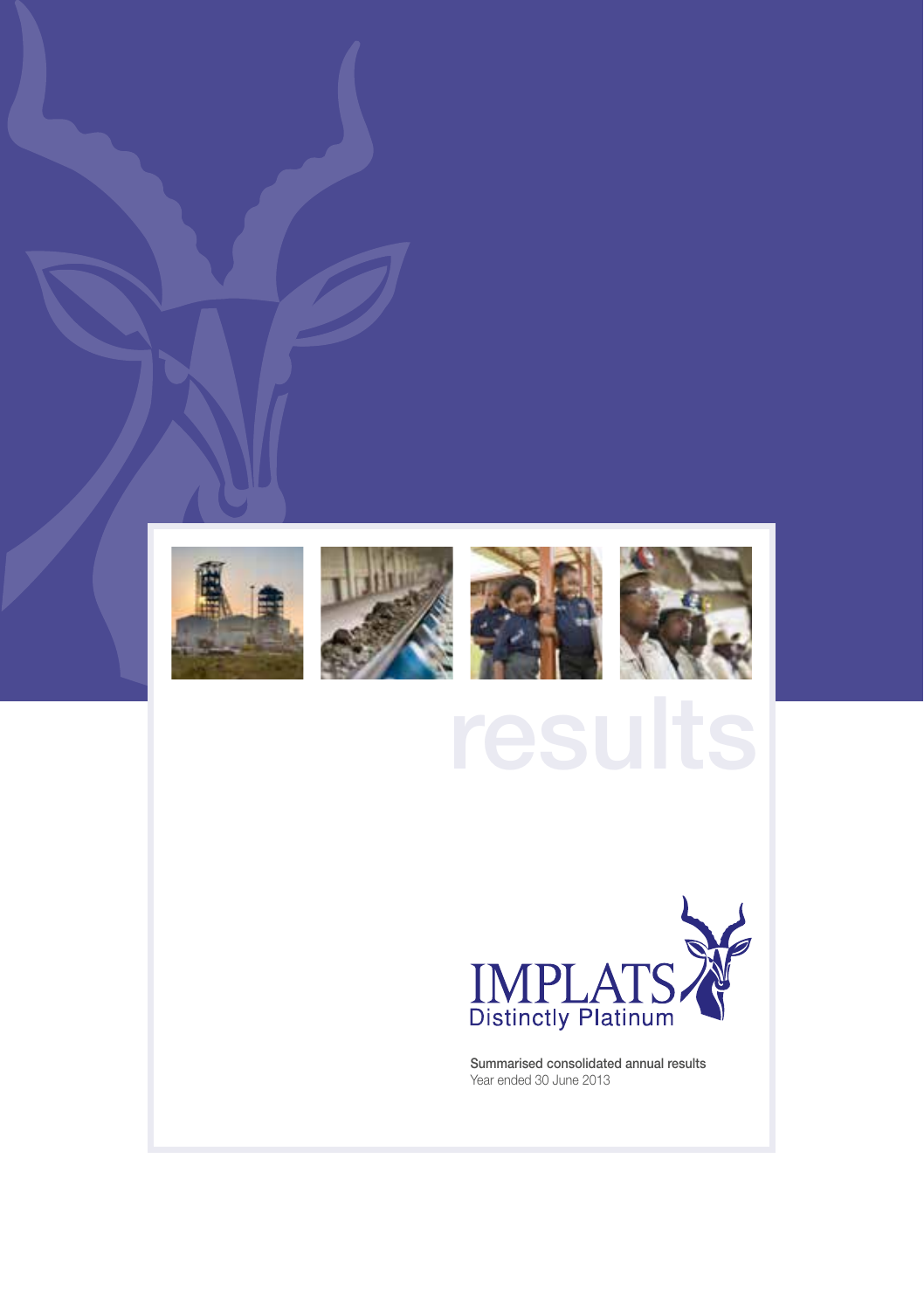# results

IMPLATS

Distinctly Platinum

Summarised consolidated annual results

Year ended 30 June 2013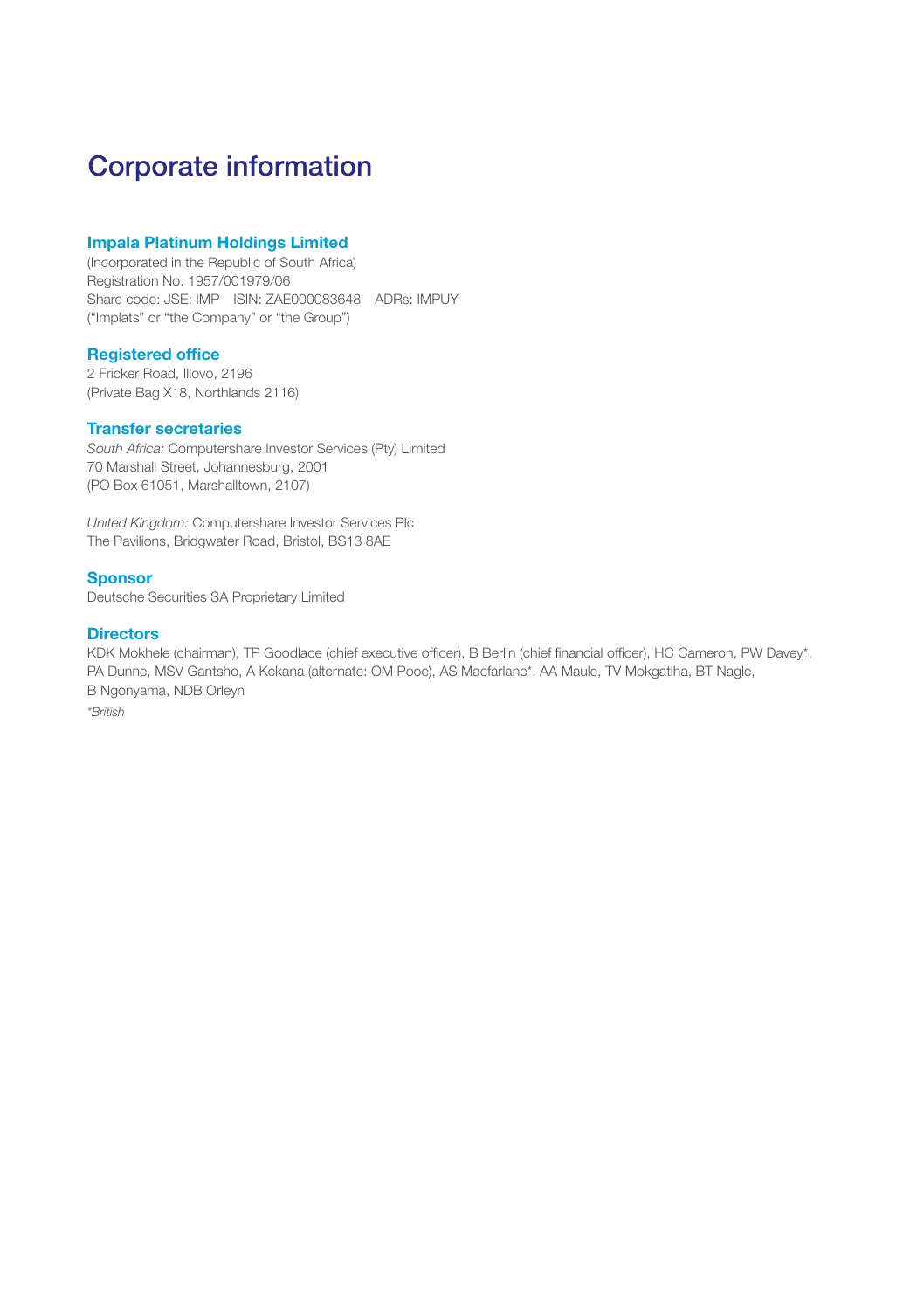# Corporate information

## Impala Platinum Holdings Limited

(Incorporated in the Republic of South Africa)
Registration No. 1957/001979/06
Share code: JSE: IMP ISIN: ZAE000083648 ADRs: IMPUY
("Implats" or "the Company" or "the Group")

## Registered office

2 Fricker Road, Illovo, 2196
(Private Bag X18, Northlands 2116)

## Transfer secretaries

*South Africa:* Computershare Investor Services (Pty) Limited
70 Marshall Street, Johannesburg, 2001
(PO Box 61051, Marshalltown, 2107)

*United Kingdom:* Computershare Investor Services Plc
The Pavilions, Bridgwater Road, Bristol, BS13 8AE

## Sponsor

Deutsche Securities SA Proprietary Limited

## Directors

KDK Mokhele (chairman), TP Goodlace (chief executive officer), B Berlin (chief financial officer), HC Cameron, PW Davey*, PA Dunne, MSV Gantsho, A Kekana (alternate: OM Pooe), AS Macfarlane*, AA Maule, TV Mokgatlha, BT Nagle, B Ngonyama, NDB Orleyn

*\*British*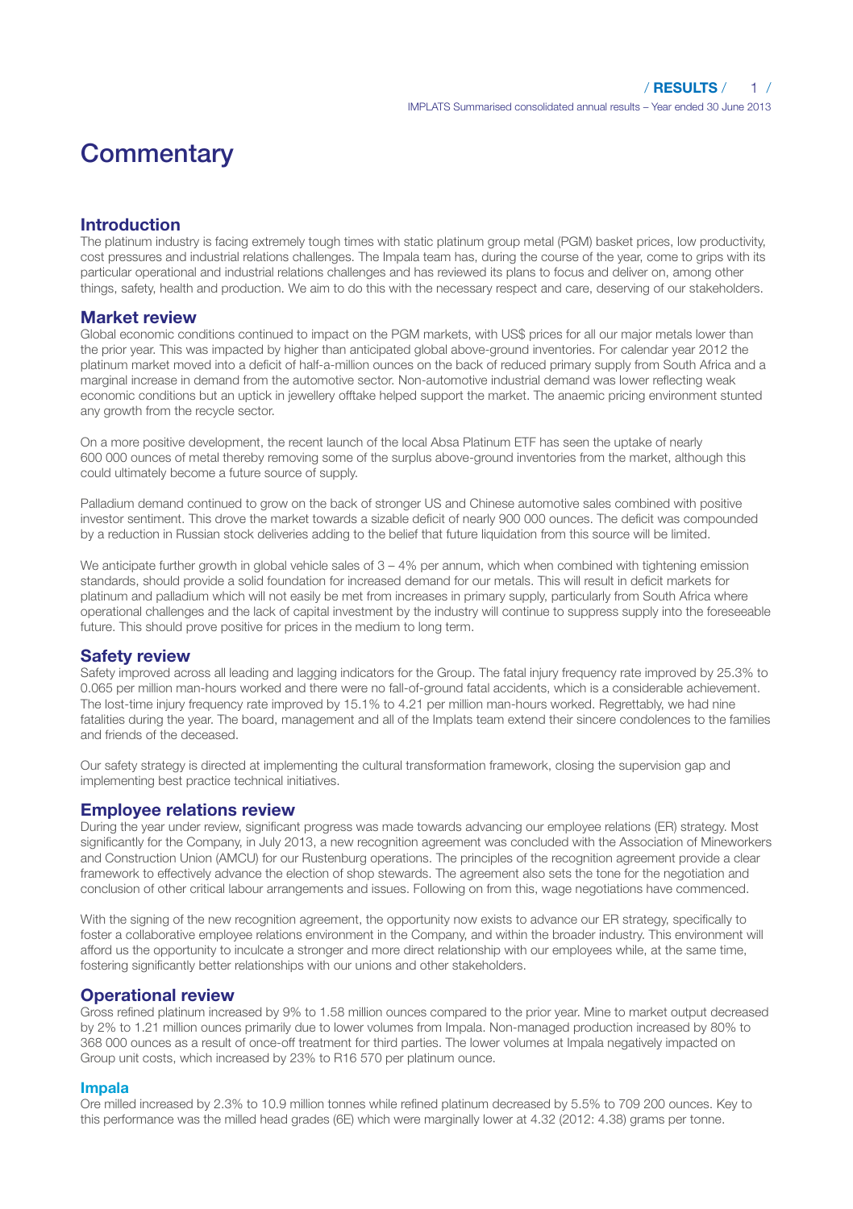# Commentary

## Introduction

The platinum industry is facing extremely tough times with static platinum group metal (PGM) basket prices, low productivity, cost pressures and industrial relations challenges. The Impala team has, during the course of the year, come to grips with its particular operational and industrial relations challenges and has reviewed its plans to focus and deliver on, among other things, safety, health and production. We aim to do this with the necessary respect and care, deserving of our stakeholders.

## Market review

Global economic conditions continued to impact on the PGM markets, with US$ prices for all our major metals lower than the prior year. This was impacted by higher than anticipated global above-ground inventories. For calendar year 2012 the platinum market moved into a deficit of half-a-million ounces on the back of reduced primary supply from South Africa and a marginal increase in demand from the automotive sector. Non-automotive industrial demand was lower reflecting weak economic conditions but an uptick in jewellery offtake helped support the market. The anaemic pricing environment stunted any growth from the recycle sector.

On a more positive development, the recent launch of the local Absa Platinum ETF has seen the uptake of nearly 600 000 ounces of metal thereby removing some of the surplus above-ground inventories from the market, although this could ultimately become a future source of supply.

Palladium demand continued to grow on the back of stronger US and Chinese automotive sales combined with positive investor sentiment. This drove the market towards a sizable deficit of nearly 900 000 ounces. The deficit was compounded by a reduction in Russian stock deliveries adding to the belief that future liquidation from this source will be limited.

We anticipate further growth in global vehicle sales of 3 – 4% per annum, which when combined with tightening emission standards, should provide a solid foundation for increased demand for our metals. This will result in deficit markets for platinum and palladium which will not easily be met from increases in primary supply, particularly from South Africa where operational challenges and the lack of capital investment by the industry will continue to suppress supply into the foreseeable future. This should prove positive for prices in the medium to long term.

## Safety review

Safety improved across all leading and lagging indicators for the Group. The fatal injury frequency rate improved by 25.3% to 0.065 per million man-hours worked and there were no fall-of-ground fatal accidents, which is a considerable achievement. The lost-time injury frequency rate improved by 15.1% to 4.21 per million man-hours worked. Regrettably, we had nine fatalities during the year. The board, management and all of the Implats team extend their sincere condolences to the families and friends of the deceased.

Our safety strategy is directed at implementing the cultural transformation framework, closing the supervision gap and implementing best practice technical initiatives.

## Employee relations review

During the year under review, significant progress was made towards advancing our employee relations (ER) strategy. Most significantly for the Company, in July 2013, a new recognition agreement was concluded with the Association of Mineworkers and Construction Union (AMCU) for our Rustenburg operations. The principles of the recognition agreement provide a clear framework to effectively advance the election of shop stewards. The agreement also sets the tone for the negotiation and conclusion of other critical labour arrangements and issues. Following on from this, wage negotiations have commenced.

With the signing of the new recognition agreement, the opportunity now exists to advance our ER strategy, specifically to foster a collaborative employee relations environment in the Company, and within the broader industry. This environment will afford us the opportunity to inculcate a stronger and more direct relationship with our employees while, at the same time, fostering significantly better relationships with our unions and other stakeholders.

## Operational review

Gross refined platinum increased by 9% to 1.58 million ounces compared to the prior year. Mine to market output decreased by 2% to 1.21 million ounces primarily due to lower volumes from Impala. Non-managed production increased by 80% to 368 000 ounces as a result of once-off treatment for third parties. The lower volumes at Impala negatively impacted on Group unit costs, which increased by 23% to R16 570 per platinum ounce.

### Impala

Ore milled increased by 2.3% to 10.9 million tonnes while refined platinum decreased by 5.5% to 709 200 ounces. Key to this performance was the milled head grades (6E) which were marginally lower at 4.32 (2012: 4.38) grams per tonne.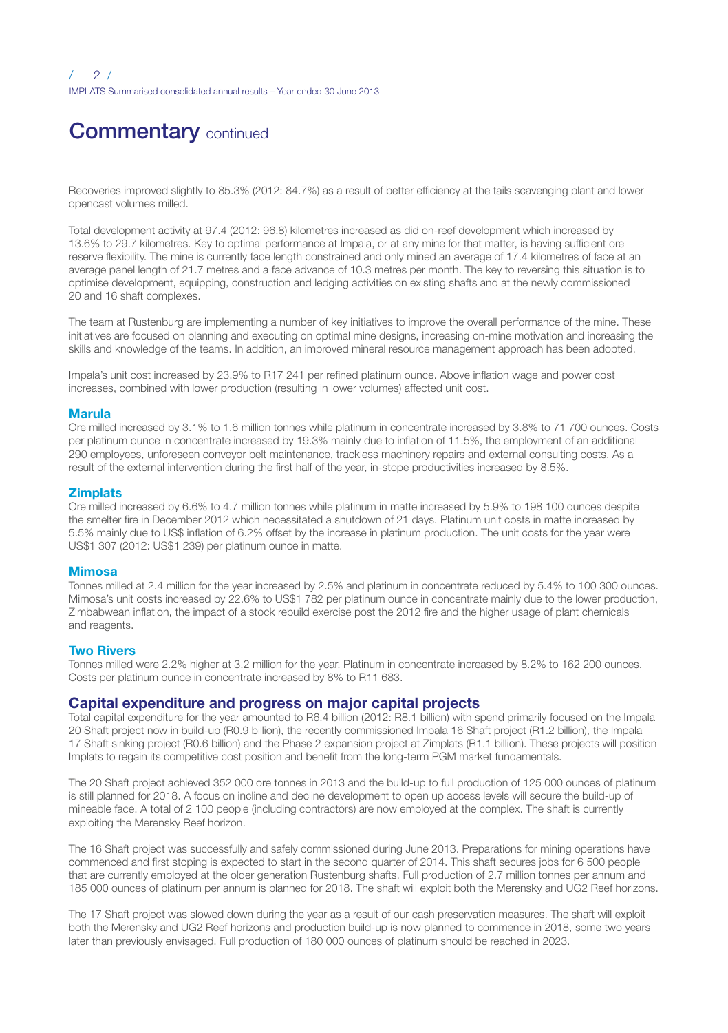# Commentary continued

Recoveries improved slightly to 85.3% (2012: 84.7%) as a result of better efficiency at the tails scavenging plant and lower opencast volumes milled.

Total development activity at 97.4 (2012: 96.8) kilometres increased as did on-reef development which increased by 13.6% to 29.7 kilometres. Key to optimal performance at Impala, or at any mine for that matter, is having sufficient ore reserve flexibility. The mine is currently face length constrained and only mined an average of 17.4 kilometres of face at an average panel length of 21.7 metres and a face advance of 10.3 metres per month. The key to reversing this situation is to optimise development, equipping, construction and ledging activities on existing shafts and at the newly commissioned 20 and 16 shaft complexes.

The team at Rustenburg are implementing a number of key initiatives to improve the overall performance of the mine. These initiatives are focused on planning and executing on optimal mine designs, increasing on-mine motivation and increasing the skills and knowledge of the teams. In addition, an improved mineral resource management approach has been adopted.

Impala's unit cost increased by 23.9% to R17 241 per refined platinum ounce. Above inflation wage and power cost increases, combined with lower production (resulting in lower volumes) affected unit cost.

### Marula

Ore milled increased by 3.1% to 1.6 million tonnes while platinum in concentrate increased by 3.8% to 71 700 ounces. Costs per platinum ounce in concentrate increased by 19.3% mainly due to inflation of 11.5%, the employment of an additional 290 employees, unforeseen conveyor belt maintenance, trackless machinery repairs and external consulting costs. As a result of the external intervention during the first half of the year, in-stope productivities increased by 8.5%.

### Zimplats

Ore milled increased by 6.6% to 4.7 million tonnes while platinum in matte increased by 5.9% to 198 100 ounces despite the smelter fire in December 2012 which necessitated a shutdown of 21 days. Platinum unit costs in matte increased by 5.5% mainly due to US$ inflation of 6.2% offset by the increase in platinum production. The unit costs for the year were US$1 307 (2012: US$1 239) per platinum ounce in matte.

### Mimosa

Tonnes milled at 2.4 million for the year increased by 2.5% and platinum in concentrate reduced by 5.4% to 100 300 ounces. Mimosa's unit costs increased by 22.6% to US$1 782 per platinum ounce in concentrate mainly due to the lower production, Zimbabwean inflation, the impact of a stock rebuild exercise post the 2012 fire and the higher usage of plant chemicals and reagents.

### Two Rivers

Tonnes milled were 2.2% higher at 3.2 million for the year. Platinum in concentrate increased by 8.2% to 162 200 ounces. Costs per platinum ounce in concentrate increased by 8% to R11 683.

## Capital expenditure and progress on major capital projects

Total capital expenditure for the year amounted to R6.4 billion (2012: R8.1 billion) with spend primarily focused on the Impala 20 Shaft project now in build-up (R0.9 billion), the recently commissioned Impala 16 Shaft project (R1.2 billion), the Impala 17 Shaft sinking project (R0.6 billion) and the Phase 2 expansion project at Zimplats (R1.1 billion). These projects will position Implats to regain its competitive cost position and benefit from the long-term PGM market fundamentals.

The 20 Shaft project achieved 352 000 ore tonnes in 2013 and the build-up to full production of 125 000 ounces of platinum is still planned for 2018. A focus on incline and decline development to open up access levels will secure the build-up of mineable face. A total of 2 100 people (including contractors) are now employed at the complex. The shaft is currently exploiting the Merensky Reef horizon.

The 16 Shaft project was successfully and safely commissioned during June 2013. Preparations for mining operations have commenced and first stoping is expected to start in the second quarter of 2014. This shaft secures jobs for 6 500 people that are currently employed at the older generation Rustenburg shafts. Full production of 2.7 million tonnes per annum and 185 000 ounces of platinum per annum is planned for 2018. The shaft will exploit both the Merensky and UG2 Reef horizons.

The 17 Shaft project was slowed down during the year as a result of our cash preservation measures. The shaft will exploit both the Merensky and UG2 Reef horizons and production build-up is now planned to commence in 2018, some two years later than previously envisaged. Full production of 180 000 ounces of platinum should be reached in 2023.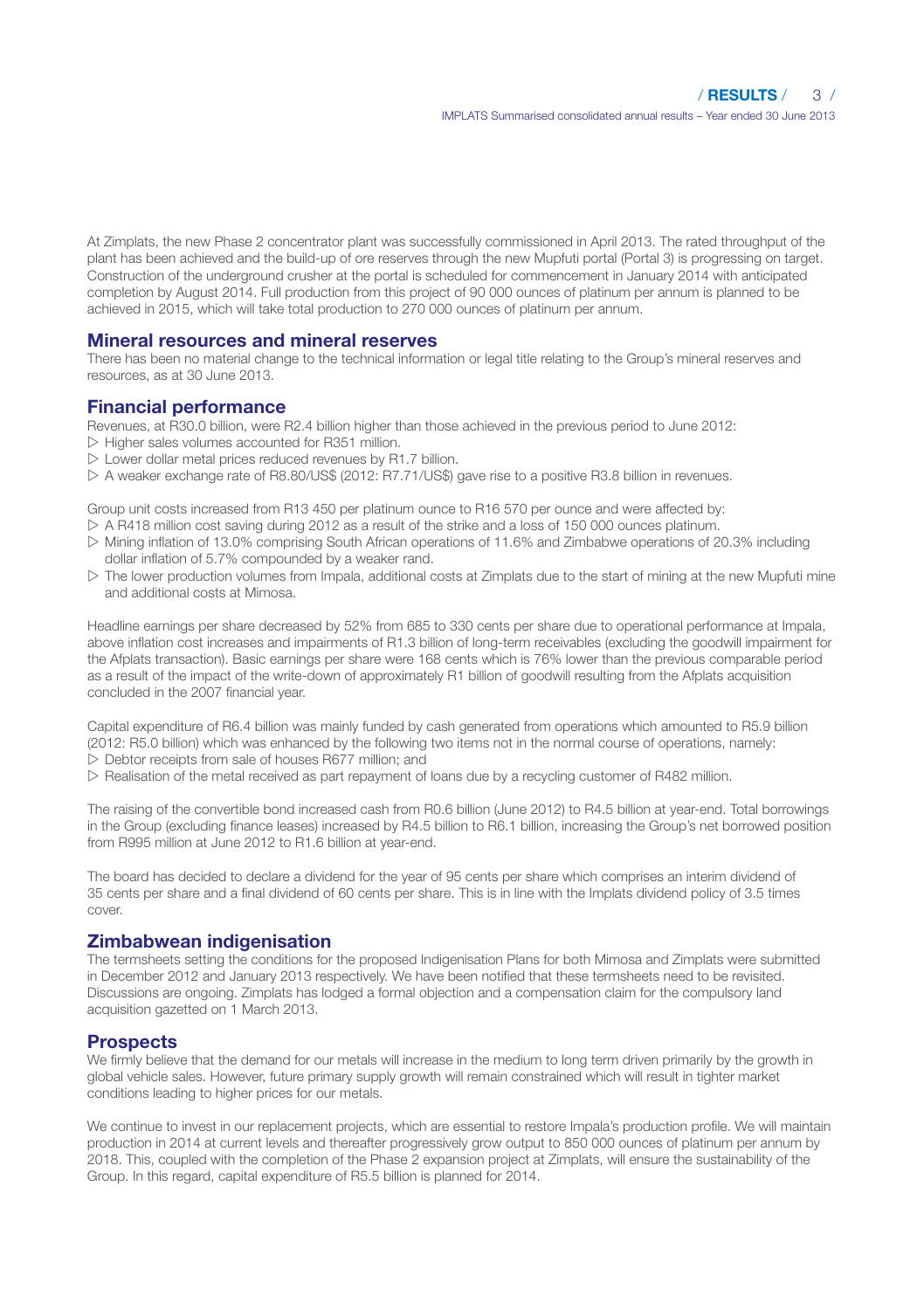At Zimplats, the new Phase 2 concentrator plant was successfully commissioned in April 2013. The rated throughput of the plant has been achieved and the build-up of ore reserves through the new Mupfuti portal (Portal 3) is progressing on target. Construction of the underground crusher at the portal is scheduled for commencement in January 2014 with anticipated completion by August 2014. Full production from this project of 90 000 ounces of platinum per annum is planned to be achieved in 2015, which will take total production to 270 000 ounces of platinum per annum.

## Mineral resources and mineral reserves

There has been no material change to the technical information or legal title relating to the Group's mineral reserves and resources, as at 30 June 2013.

## Financial performance

Revenues, at R30.0 billion, were R2.4 billion higher than those achieved in the previous period to June 2012:

- Higher sales volumes accounted for R351 million.
- Lower dollar metal prices reduced revenues by R1.7 billion.
- A weaker exchange rate of R8.80/US$ (2012: R7.71/US$) gave rise to a positive R3.8 billion in revenues.

Group unit costs increased from R13 450 per platinum ounce to R16 570 per ounce and were affected by:

- A R418 million cost saving during 2012 as a result of the strike and a loss of 150 000 ounces platinum.
- Mining inflation of 13.0% comprising South African operations of 11.6% and Zimbabwe operations of 20.3% including dollar inflation of 5.7% compounded by a weaker rand.
- The lower production volumes from Impala, additional costs at Zimplats due to the start of mining at the new Mupfuti mine and additional costs at Mimosa.

Headline earnings per share decreased by 52% from 685 to 330 cents per share due to operational performance at Impala, above inflation cost increases and impairments of R1.3 billion of long-term receivables (excluding the goodwill impairment for the Afplats transaction). Basic earnings per share were 168 cents which is 76% lower than the previous comparable period as a result of the impact of the write-down of approximately R1 billion of goodwill resulting from the Afplats acquisition concluded in the 2007 financial year.

Capital expenditure of R6.4 billion was mainly funded by cash generated from operations which amounted to R5.9 billion (2012: R5.0 billion) which was enhanced by the following two items not in the normal course of operations, namely:

- Debtor receipts from sale of houses R677 million; and
- Realisation of the metal received as part repayment of loans due by a recycling customer of R482 million.

The raising of the convertible bond increased cash from R0.6 billion (June 2012) to R4.5 billion at year-end. Total borrowings in the Group (excluding finance leases) increased by R4.5 billion to R6.1 billion, increasing the Group's net borrowed position from R995 million at June 2012 to R1.6 billion at year-end.

The board has decided to declare a dividend for the year of 95 cents per share which comprises an interim dividend of 35 cents per share and a final dividend of 60 cents per share. This is in line with the Implats dividend policy of 3.5 times cover.

## Zimbabwean indigenisation

The termsheets setting the conditions for the proposed Indigenisation Plans for both Mimosa and Zimplats were submitted in December 2012 and January 2013 respectively. We have been notified that these termsheets need to be revisited. Discussions are ongoing. Zimplats has lodged a formal objection and a compensation claim for the compulsory land acquisition gazetted on 1 March 2013.

## Prospects

We firmly believe that the demand for our metals will increase in the medium to long term driven primarily by the growth in global vehicle sales. However, future primary supply growth will remain constrained which will result in tighter market conditions leading to higher prices for our metals.

We continue to invest in our replacement projects, which are essential to restore Impala's production profile. We will maintain production in 2014 at current levels and thereafter progressively grow output to 850 000 ounces of platinum per annum by 2018. This, coupled with the completion of the Phase 2 expansion project at Zimplats, will ensure the sustainability of the Group. In this regard, capital expenditure of R5.5 billion is planned for 2014.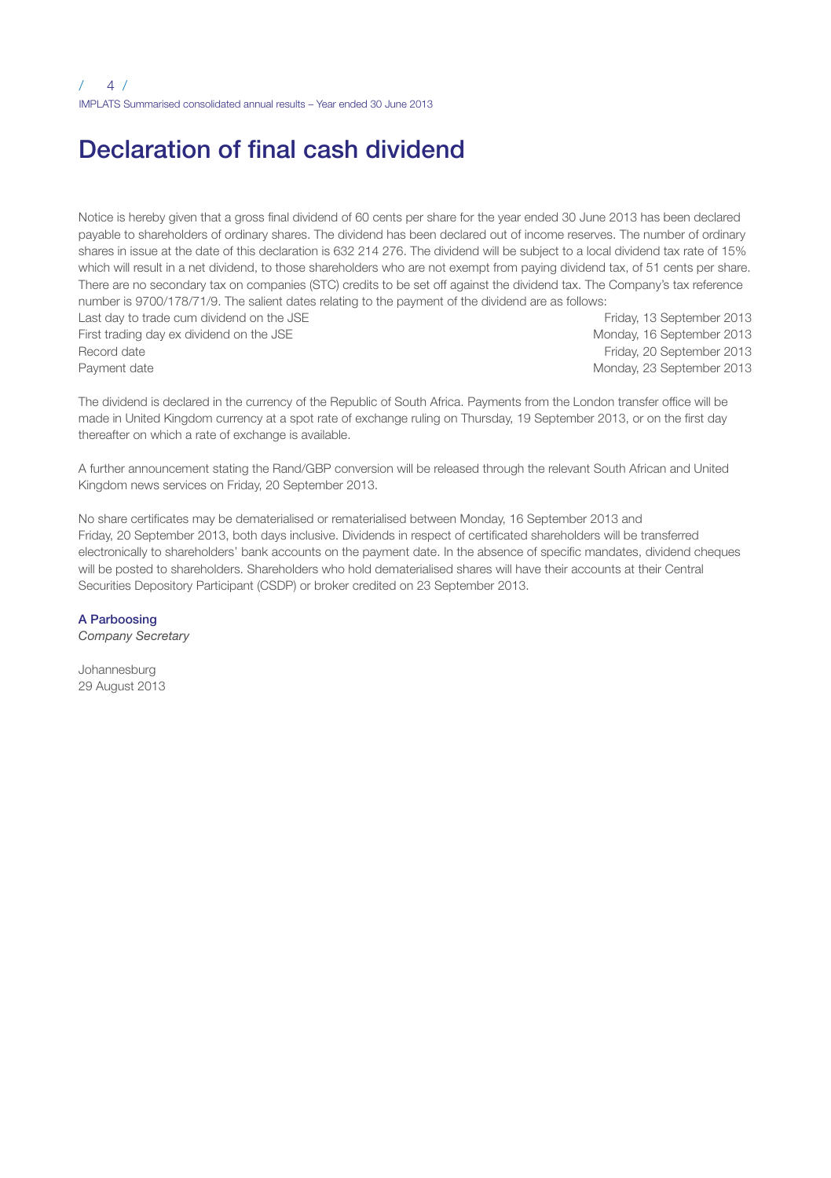# Declaration of final cash dividend

Notice is hereby given that a gross final dividend of 60 cents per share for the year ended 30 June 2013 has been declared payable to shareholders of ordinary shares. The dividend has been declared out of income reserves. The number of ordinary shares in issue at the date of this declaration is 632 214 276. The dividend will be subject to a local dividend tax rate of 15% which will result in a net dividend, to those shareholders who are not exempt from paying dividend tax, of 51 cents per share. There are no secondary tax on companies (STC) credits to be set off against the dividend tax. The Company's tax reference number is 9700/178/71/9. The salient dates relating to the payment of the dividend are as follows:

| | |
|---|---|
| Last day to trade cum dividend on the JSE | Friday, 13 September 2013 |
| First trading day ex dividend on the JSE | Monday, 16 September 2013 |
| Record date | Friday, 20 September 2013 |
| Payment date | Monday, 23 September 2013 |

The dividend is declared in the currency of the Republic of South Africa. Payments from the London transfer office will be made in United Kingdom currency at a spot rate of exchange ruling on Thursday, 19 September 2013, or on the first day thereafter on which a rate of exchange is available.

A further announcement stating the Rand/GBP conversion will be released through the relevant South African and United Kingdom news services on Friday, 20 September 2013.

No share certificates may be dematerialised or rematerialised between Monday, 16 September 2013 and Friday, 20 September 2013, both days inclusive. Dividends in respect of certificated shareholders will be transferred electronically to shareholders' bank accounts on the payment date. In the absence of specific mandates, dividend cheques will be posted to shareholders. Shareholders who hold dematerialised shares will have their accounts at their Central Securities Depository Participant (CSDP) or broker credited on 23 September 2013.

**A Parboosing**
*Company Secretary*

Johannesburg
29 August 2013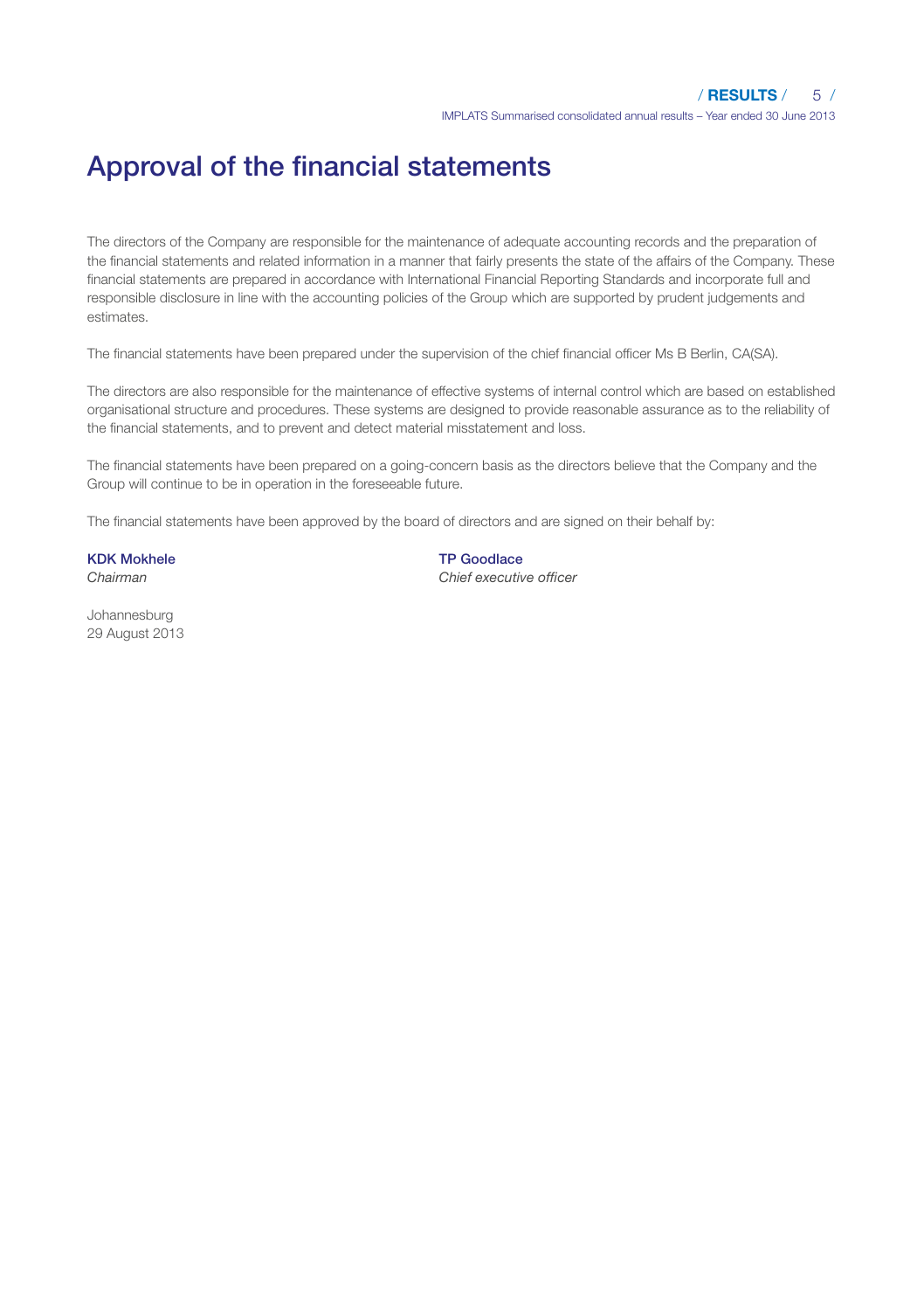# Approval of the financial statements

The directors of the Company are responsible for the maintenance of adequate accounting records and the preparation of the financial statements and related information in a manner that fairly presents the state of the affairs of the Company. These financial statements are prepared in accordance with International Financial Reporting Standards and incorporate full and responsible disclosure in line with the accounting policies of the Group which are supported by prudent judgements and estimates.

The financial statements have been prepared under the supervision of the chief financial officer Ms B Berlin, CA(SA).

The directors are also responsible for the maintenance of effective systems of internal control which are based on established organisational structure and procedures. These systems are designed to provide reasonable assurance as to the reliability of the financial statements, and to prevent and detect material misstatement and loss.

The financial statements have been prepared on a going-concern basis as the directors believe that the Company and the Group will continue to be in operation in the foreseeable future.

The financial statements have been approved by the board of directors and are signed on their behalf by:

**KDK Mokhele**
*Chairman*

**TP Goodlace**
*Chief executive officer*

Johannesburg
29 August 2013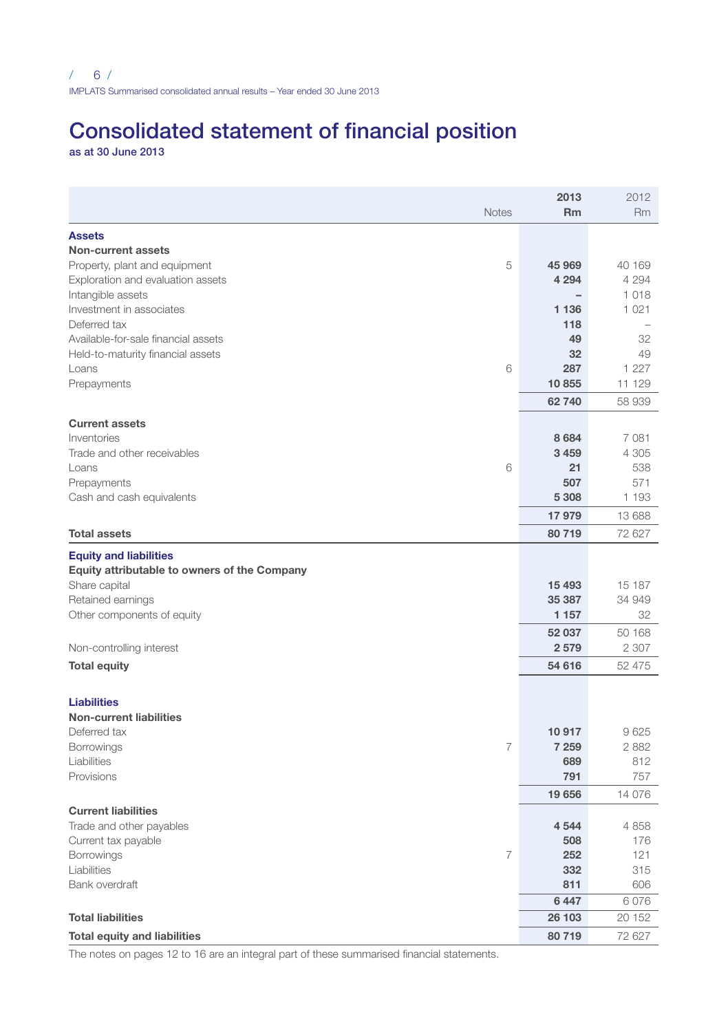# Consolidated statement of financial position

**as at 30 June 2013**

| | Notes | **2013 Rm** | 2012 Rm |
|---|---|---|---|
| **Assets** | | | |
| **Non-current assets** | | | |
| Property, plant and equipment | 5 | **45 969** | 40 169 |
| Exploration and evaluation assets | | **4 294** | 4 294 |
| Intangible assets | | **–** | 1 018 |
| Investment in associates | | **1 136** | 1 021 |
| Deferred tax | | **118** | – |
| Available-for-sale financial assets | | **49** | 32 |
| Held-to-maturity financial assets | | **32** | 49 |
| Loans | 6 | **287** | 1 227 |
| Prepayments | | **10 855** | 11 129 |
| | | **62 740** | 58 939 |
| **Current assets** | | | |
| Inventories | | **8 684** | 7 081 |
| Trade and other receivables | | **3 459** | 4 305 |
| Loans | 6 | **21** | 538 |
| Prepayments | | **507** | 571 |
| Cash and cash equivalents | | **5 308** | 1 193 |
| | | **17 979** | 13 688 |
| **Total assets** | | **80 719** | 72 627 |
| **Equity and liabilities** | | | |
| **Equity attributable to owners of the Company** | | | |
| Share capital | | **15 493** | 15 187 |
| Retained earnings | | **35 387** | 34 949 |
| Other components of equity | | **1 157** | 32 |
| | | **52 037** | 50 168 |
| Non-controlling interest | | **2 579** | 2 307 |
| **Total equity** | | **54 616** | 52 475 |
| **Liabilities** | | | |
| **Non-current liabilities** | | | |
| Deferred tax | | **10 917** | 9 625 |
| Borrowings | 7 | **7 259** | 2 882 |
| Liabilities | | **689** | 812 |
| Provisions | | **791** | 757 |
| | | **19 656** | 14 076 |
| **Current liabilities** | | | |
| Trade and other payables | | **4 544** | 4 858 |
| Current tax payable | | **508** | 176 |
| Borrowings | 7 | **252** | 121 |
| Liabilities | | **332** | 315 |
| Bank overdraft | | **811** | 606 |
| | | **6 447** | 6 076 |
| **Total liabilities** | | **26 103** | 20 152 |
| **Total equity and liabilities** | | **80 719** | 72 627 |

The notes on pages 12 to 16 are an integral part of these summarised financial statements.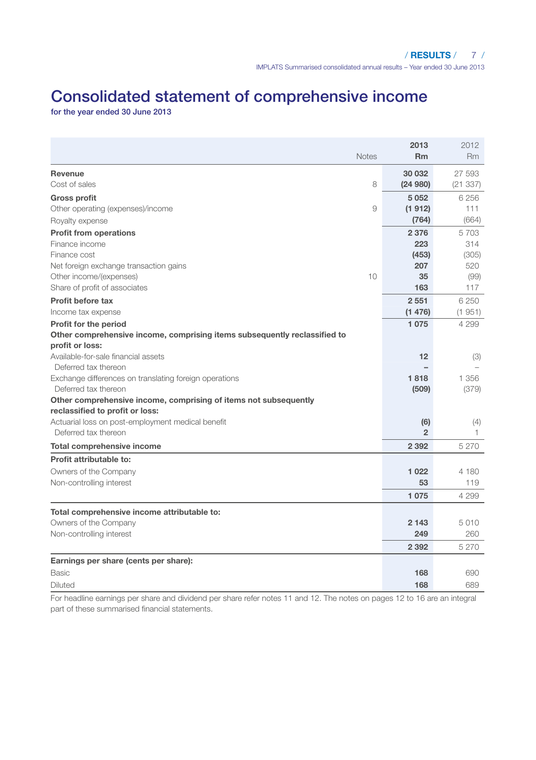# Consolidated statement of comprehensive income

**for the year ended 30 June 2013**

| | Notes | 2013 Rm | 2012 Rm |
|---|---|---|---|
| **Revenue** | | **30 032** | 27 593 |
| Cost of sales | 8 | **(24 980)** | (21 337) |
| **Gross profit** | | **5 052** | 6 256 |
| Other operating (expenses)/income | 9 | **(1 912)** | 111 |
| Royalty expense | | **(764)** | (664) |
| **Profit from operations** | | **2 376** | 5 703 |
| Finance income | | **223** | 314 |
| Finance cost | | **(453)** | (305) |
| Net foreign exchange transaction gains | | **207** | 520 |
| Other income/(expenses) | 10 | **35** | (99) |
| Share of profit of associates | | **163** | 117 |
| **Profit before tax** | | **2 551** | 6 250 |
| Income tax expense | | **(1 476)** | (1 951) |
| **Profit for the period** | | **1 075** | 4 299 |
| **Other comprehensive income, comprising items subsequently reclassified to profit or loss:** | | | |
| Available-for-sale financial assets | | **12** | (3) |
| Deferred tax thereon | | **–** | – |
| Exchange differences on translating foreign operations | | **1 818** | 1 356 |
| Deferred tax thereon | | **(509)** | (379) |
| **Other comprehensive income, comprising of items not subsequently reclassified to profit or loss:** | | | |
| Actuarial loss on post-employment medical benefit | | **(6)** | (4) |
| Deferred tax thereon | | **2** | 1 |
| **Total comprehensive income** | | **2 392** | 5 270 |
| **Profit attributable to:** | | | |
| Owners of the Company | | **1 022** | 4 180 |
| Non-controlling interest | | **53** | 119 |
| | | **1 075** | 4 299 |
| **Total comprehensive income attributable to:** | | | |
| Owners of the Company | | **2 143** | 5 010 |
| Non-controlling interest | | **249** | 260 |
| | | **2 392** | 5 270 |
| **Earnings per share (cents per share):** | | | |
| Basic | | **168** | 690 |
| Diluted | | **168** | 689 |

For headline earnings per share and dividend per share refer notes 11 and 12. The notes on pages 12 to 16 are an integral part of these summarised financial statements.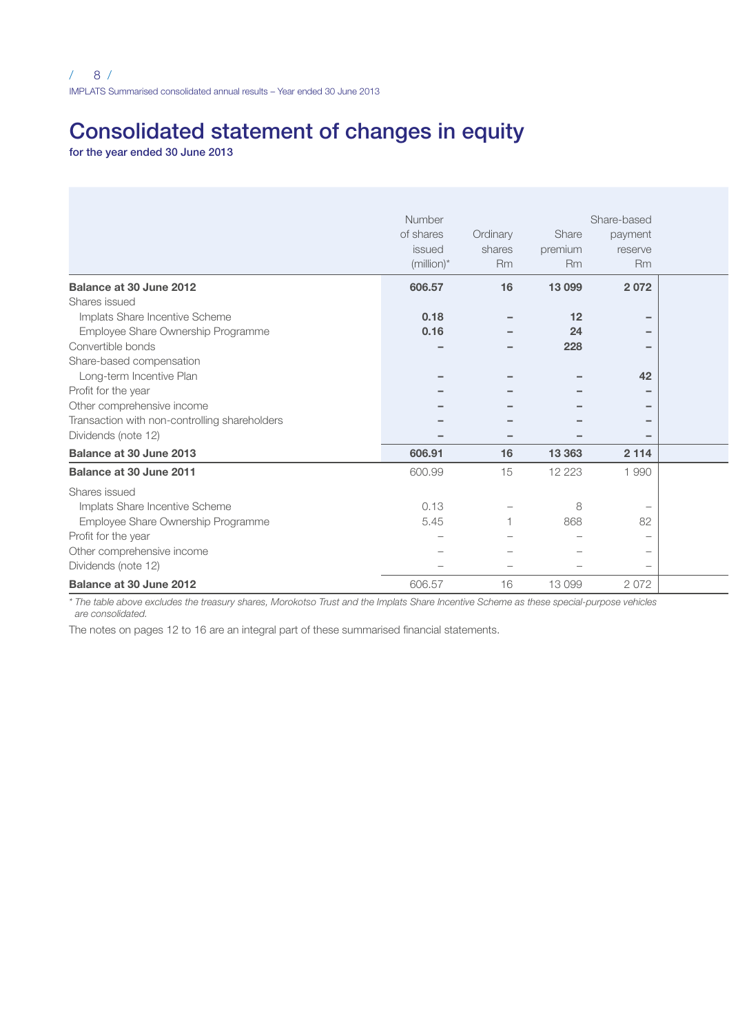# Consolidated statement of changes in equity

**for the year ended 30 June 2013**

| | Number of shares issued (million)* | Ordinary shares Rm | Share premium Rm | Share-based payment reserve Rm |
|---|---|---|---|---|
| **Balance at 30 June 2012** | **606.57** | **16** | **13 099** | **2 072** |
| Shares issued | | | | |
| Implats Share Incentive Scheme | **0.18** | **–** | **12** | **–** |
| Employee Share Ownership Programme | **0.16** | **–** | **24** | **–** |
| Convertible bonds | **–** | **–** | **228** | **–** |
| Share-based compensation | | | | |
| Long-term Incentive Plan | **–** | **–** | **–** | **42** |
| Profit for the year | **–** | **–** | **–** | **–** |
| Other comprehensive income | **–** | **–** | **–** | **–** |
| Transaction with non-controlling shareholders | **–** | **–** | **–** | **–** |
| Dividends (note 12) | **–** | **–** | **–** | **–** |
| **Balance at 30 June 2013** | **606.91** | **16** | **13 363** | **2 114** |
| **Balance at 30 June 2011** | 600.99 | 15 | 12 223 | 1 990 |
| Shares issued | | | | |
| Implats Share Incentive Scheme | 0.13 | – | 8 | – |
| Employee Share Ownership Programme | 5.45 | 1 | 868 | 82 |
| Profit for the year | – | – | – | – |
| Other comprehensive income | – | – | – | – |
| Dividends (note 12) | – | – | – | – |
| **Balance at 30 June 2012** | 606.57 | 16 | 13 099 | 2 072 |

*\* The table above excludes the treasury shares, Morokotso Trust and the Implats Share Incentive Scheme as these special-purpose vehicles are consolidated.*

The notes on pages 12 to 16 are an integral part of these summarised financial statements.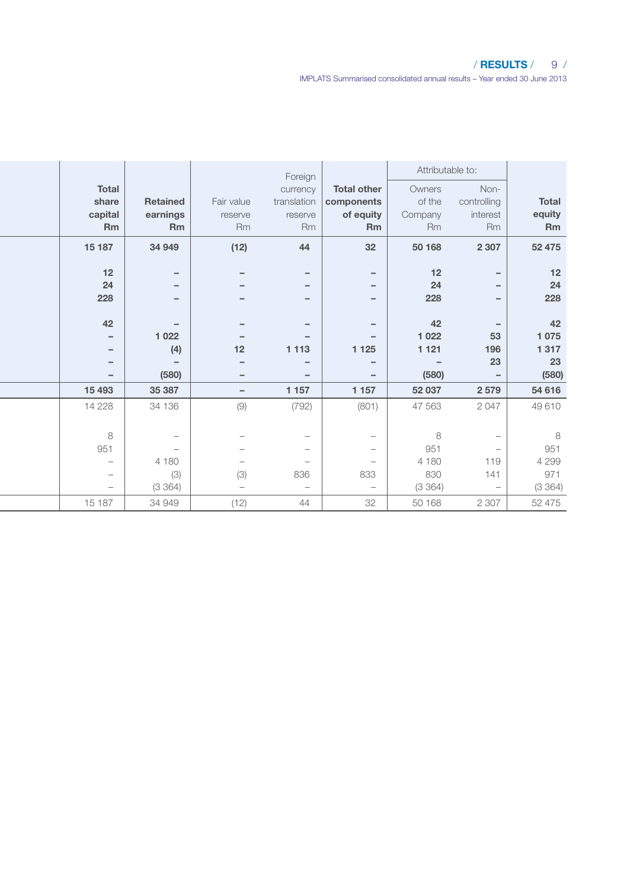| Total share capital Rm | Retained earnings Rm | Fair value reserve Rm | Foreign currency translation reserve Rm | Total other components of equity Rm | Attributable to: Owners of the Company Rm | Non-controlling interest Rm | Total equity Rm |
|---|---|---|---|---|---|---|---|
| **15 187** | **34 949** | **(12)** | **44** | **32** | **50 168** | **2 307** | **52 475** |
| **12** | **–** | **–** | **–** | **–** | **12** | **–** | **12** |
| **24** | **–** | **–** | **–** | **–** | **24** | **–** | **24** |
| **228** | **–** | **–** | **–** | **–** | **228** | **–** | **228** |
| **42** | **–** | **–** | **–** | **–** | **42** | **–** | **42** |
| **–** | **1 022** | **–** | **–** | **–** | **1 022** | **53** | **1 075** |
| **–** | **(4)** | **12** | **1 113** | **1 125** | **1 121** | **196** | **1 317** |
| **–** | **–** | **–** | **–** | **–** | **–** | **23** | **23** |
| **–** | **(580)** | **–** | **–** | **–** | **(580)** | **–** | **(580)** |
| **15 493** | **35 387** | **–** | **1 157** | **1 157** | **52 037** | **2 579** | **54 616** |
| 14 228 | 34 136 | (9) | (792) | (801) | 47 563 | 2 047 | 49 610 |
| 8 | – | – | – | – | 8 | – | 8 |
| 951 | – | – | – | – | 951 | – | 951 |
| – | 4 180 | – | – | – | 4 180 | 119 | 4 299 |
| – | (3) | (3) | 836 | 833 | 830 | 141 | 971 |
| – | (3 364) | – | – | – | (3 364) | – | (3 364) |
| 15 187 | 34 949 | (12) | 44 | 32 | 50 168 | 2 307 | 52 475 |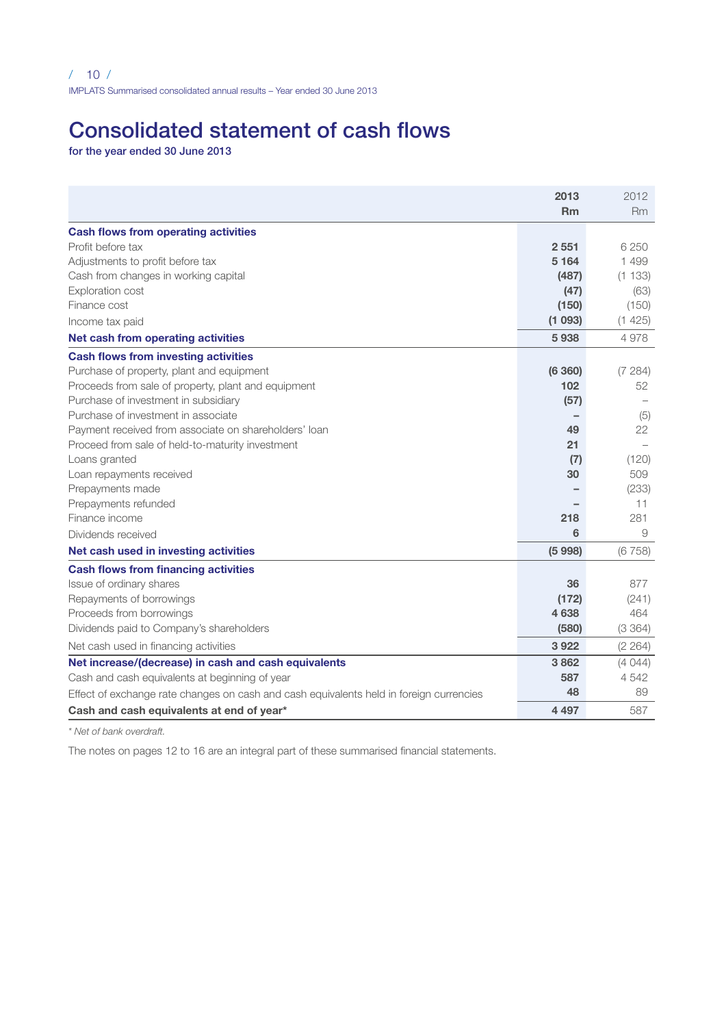# Consolidated statement of cash flows

**for the year ended 30 June 2013**

| | **2013 Rm** | 2012 Rm |
|---|---|---|
| **Cash flows from operating activities** | | |
| Profit before tax | **2 551** | 6 250 |
| Adjustments to profit before tax | **5 164** | 1 499 |
| Cash from changes in working capital | **(487)** | (1 133) |
| Exploration cost | **(47)** | (63) |
| Finance cost | **(150)** | (150) |
| Income tax paid | **(1 093)** | (1 425) |
| **Net cash from operating activities** | **5 938** | 4 978 |
| **Cash flows from investing activities** | | |
| Purchase of property, plant and equipment | **(6 360)** | (7 284) |
| Proceeds from sale of property, plant and equipment | **102** | 52 |
| Purchase of investment in subsidiary | **(57)** | – |
| Purchase of investment in associate | **–** | (5) |
| Payment received from associate on shareholders' loan | **49** | 22 |
| Proceed from sale of held-to-maturity investment | **21** | – |
| Loans granted | **(7)** | (120) |
| Loan repayments received | **30** | 509 |
| Prepayments made | **–** | (233) |
| Prepayments refunded | **–** | 11 |
| Finance income | **218** | 281 |
| Dividends received | **6** | 9 |
| **Net cash used in investing activities** | **(5 998)** | (6 758) |
| **Cash flows from financing activities** | | |
| Issue of ordinary shares | **36** | 877 |
| Repayments of borrowings | **(172)** | (241) |
| Proceeds from borrowings | **4 638** | 464 |
| Dividends paid to Company's shareholders | **(580)** | (3 364) |
| Net cash used in financing activities | **3 922** | (2 264) |
| **Net increase/(decrease) in cash and cash equivalents** | **3 862** | (4 044) |
| Cash and cash equivalents at beginning of year | **587** | 4 542 |
| Effect of exchange rate changes on cash and cash equivalents held in foreign currencies | **48** | 89 |
| **Cash and cash equivalents at end of year*** | **4 497** | 587 |

*\* Net of bank overdraft.*

The notes on pages 12 to 16 are an integral part of these summarised financial statements.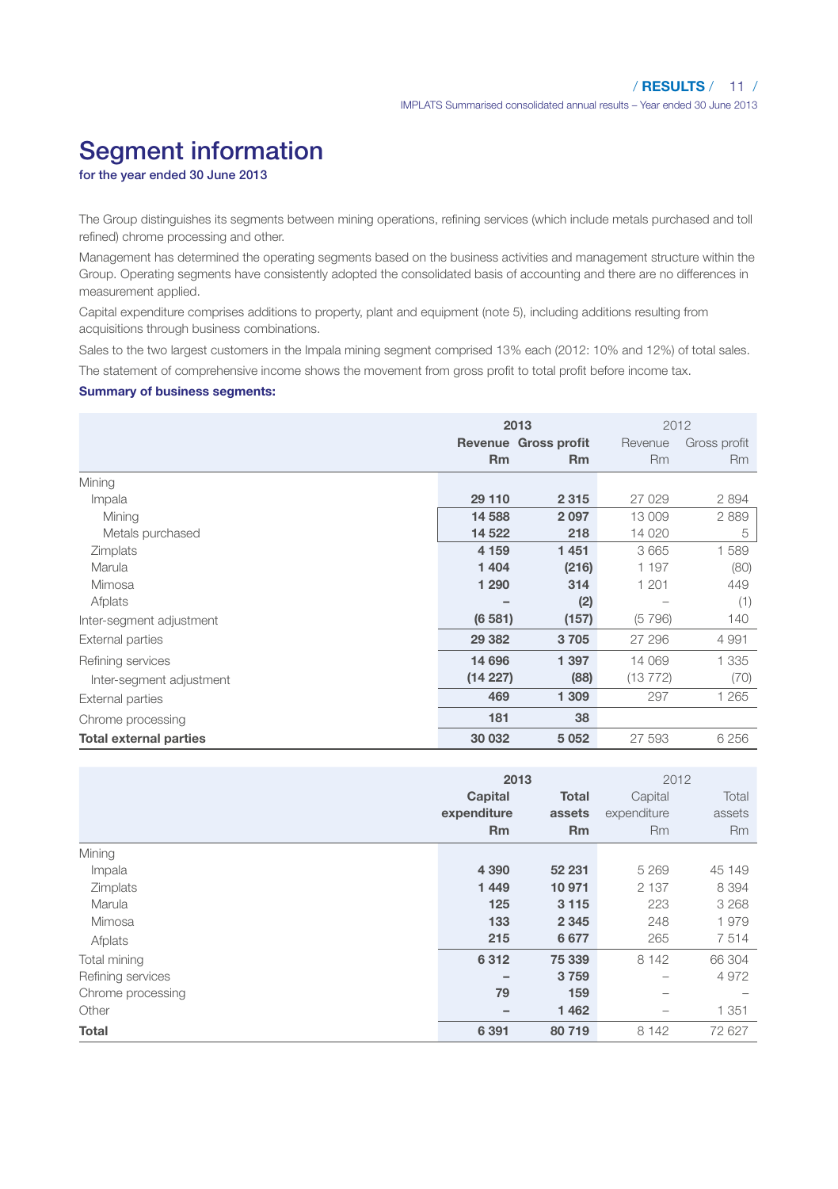# Segment information

**for the year ended 30 June 2013**

The Group distinguishes its segments between mining operations, refining services (which include metals purchased and toll refined) chrome processing and other.

Management has determined the operating segments based on the business activities and management structure within the Group. Operating segments have consistently adopted the consolidated basis of accounting and there are no differences in measurement applied.

Capital expenditure comprises additions to property, plant and equipment (note 5), including additions resulting from acquisitions through business combinations.

Sales to the two largest customers in the Impala mining segment comprised 13% each (2012: 10% and 12%) of total sales.

The statement of comprehensive income shows the movement from gross profit to total profit before income tax.

**Summary of business segments:**

| | 2013 | | 2012 | |
|---|---|---|---|---|
| | **Revenue Rm** | **Gross profit Rm** | Revenue Rm | Gross profit Rm |
| Mining | | | | |
| Impala | **29 110** | **2 315** | 27 029 | 2 894 |
| Mining | **14 588** | **2 097** | 13 009 | 2 889 |
| Metals purchased | **14 522** | **218** | 14 020 | 5 |
| Zimplats | **4 159** | **1 451** | 3 665 | 1 589 |
| Marula | **1 404** | **(216)** | 1 197 | (80) |
| Mimosa | **1 290** | **314** | 1 201 | 449 |
| Afplats | **–** | **(2)** | – | (1) |
| Inter-segment adjustment | **(6 581)** | **(157)** | (5 796) | 140 |
| External parties | **29 382** | **3 705** | 27 296 | 4 991 |
| Refining services | **14 696** | **1 397** | 14 069 | 1 335 |
| Inter-segment adjustment | **(14 227)** | **(88)** | (13 772) | (70) |
| External parties | **469** | **1 309** | 297 | 1 265 |
| Chrome processing | **181** | **38** | | |
| **Total external parties** | **30 032** | **5 052** | 27 593 | 6 256 |

| | 2013 | | 2012 | |
|---|---|---|---|---|
| | **Capital expenditure Rm** | **Total assets Rm** | Capital expenditure Rm | Total assets Rm |
| Mining | | | | |
| Impala | **4 390** | **52 231** | 5 269 | 45 149 |
| Zimplats | **1 449** | **10 971** | 2 137 | 8 394 |
| Marula | **125** | **3 115** | 223 | 3 268 |
| Mimosa | **133** | **2 345** | 248 | 1 979 |
| Afplats | **215** | **6 677** | 265 | 7 514 |
| Total mining | **6 312** | **75 339** | 8 142 | 66 304 |
| Refining services | **–** | **3 759** | – | 4 972 |
| Chrome processing | **79** | **159** | – | – |
| Other | **–** | **1 462** | – | 1 351 |
| **Total** | **6 391** | **80 719** | 8 142 | 72 627 |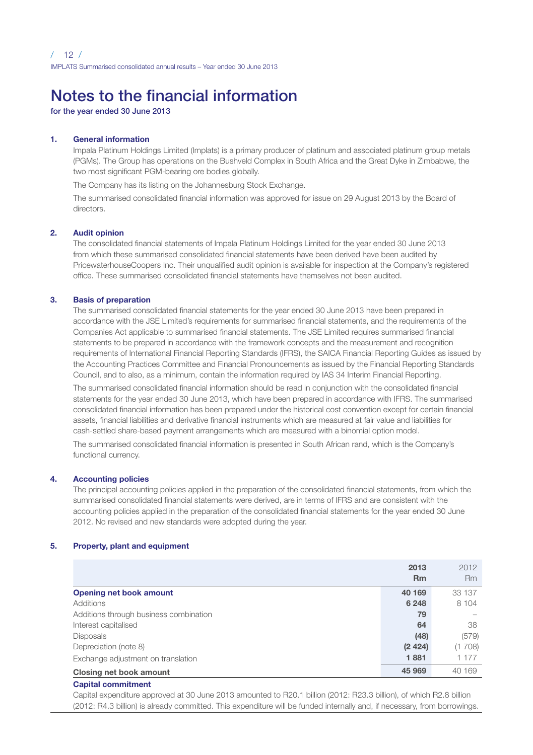# Notes to the financial information

**for the year ended 30 June 2013**

## 1. General information

Impala Platinum Holdings Limited (Implats) is a primary producer of platinum and associated platinum group metals (PGMs). The Group has operations on the Bushveld Complex in South Africa and the Great Dyke in Zimbabwe, the two most significant PGM-bearing ore bodies globally.

The Company has its listing on the Johannesburg Stock Exchange.

The summarised consolidated financial information was approved for issue on 29 August 2013 by the Board of directors.

## 2. Audit opinion

The consolidated financial statements of Impala Platinum Holdings Limited for the year ended 30 June 2013 from which these summarised consolidated financial statements have been derived have been audited by PricewaterhouseCoopers Inc. Their unqualified audit opinion is available for inspection at the Company's registered office. These summarised consolidated financial statements have themselves not been audited.

## 3. Basis of preparation

The summarised consolidated financial statements for the year ended 30 June 2013 have been prepared in accordance with the JSE Limited's requirements for summarised financial statements, and the requirements of the Companies Act applicable to summarised financial statements. The JSE Limited requires summarised financial statements to be prepared in accordance with the framework concepts and the measurement and recognition requirements of International Financial Reporting Standards (IFRS), the SAICA Financial Reporting Guides as issued by the Accounting Practices Committee and Financial Pronouncements as issued by the Financial Reporting Standards Council, and to also, as a minimum, contain the information required by IAS 34 Interim Financial Reporting.

The summarised consolidated financial information should be read in conjunction with the consolidated financial statements for the year ended 30 June 2013, which have been prepared in accordance with IFRS. The summarised consolidated financial information has been prepared under the historical cost convention except for certain financial assets, financial liabilities and derivative financial instruments which are measured at fair value and liabilities for cash-settled share-based payment arrangements which are measured with a binomial option model.

The summarised consolidated financial information is presented in South African rand, which is the Company's functional currency.

## 4. Accounting policies

The principal accounting policies applied in the preparation of the consolidated financial statements, from which the summarised consolidated financial statements were derived, are in terms of IFRS and are consistent with the accounting policies applied in the preparation of the consolidated financial statements for the year ended 30 June 2012. No revised and new standards were adopted during the year.

## 5. Property, plant and equipment

| | **2013 Rm** | 2012 Rm |
|---|---|---|
| **Opening net book amount** | **40 169** | 33 137 |
| Additions | **6 248** | 8 104 |
| Additions through business combination | **79** | – |
| Interest capitalised | **64** | 38 |
| Disposals | **(48)** | (579) |
| Depreciation (note 8) | **(2 424)** | (1 708) |
| Exchange adjustment on translation | **1 881** | 1 177 |
| **Closing net book amount** | **45 969** | 40 169 |

**Capital commitment**

Capital expenditure approved at 30 June 2013 amounted to R20.1 billion (2012: R23.3 billion), of which R2.8 billion (2012: R4.3 billion) is already committed. This expenditure will be funded internally and, if necessary, from borrowings.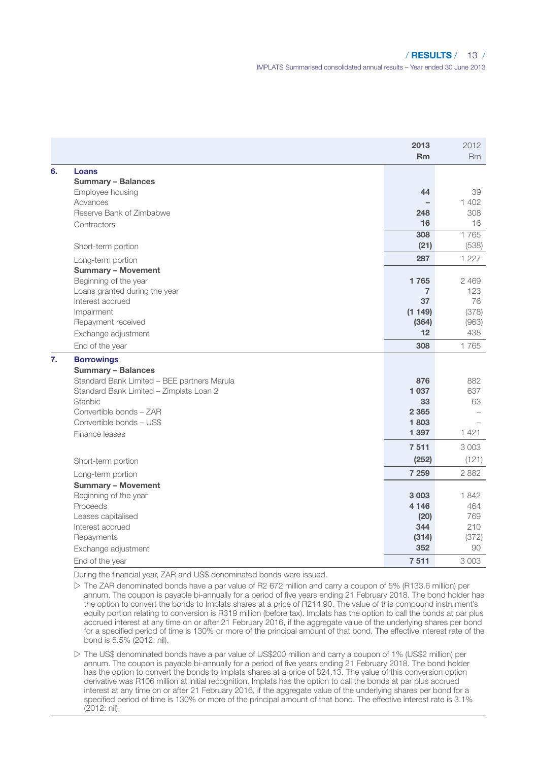| | | 2013 Rm | 2012 Rm |
|---|---|---|---|
| **6.** | **Loans** | | |
| | **Summary – Balances** | | |
| | Employee housing | **44** | 39 |
| | Advances | **–** | 1 402 |
| | Reserve Bank of Zimbabwe | **248** | 308 |
| | Contractors | **16** | 16 |
| | | **308** | 1 765 |
| | Short-term portion | **(21)** | (538) |
| | Long-term portion | **287** | 1 227 |
| | **Summary – Movement** | | |
| | Beginning of the year | **1 765** | 2 469 |
| | Loans granted during the year | **7** | 123 |
| | Interest accrued | **37** | 76 |
| | Impairment | **(1 149)** | (378) |
| | Repayment received | **(364)** | (963) |
| | Exchange adjustment | **12** | 438 |
| | End of the year | **308** | 1 765 |
| **7.** | **Borrowings** | | |
| | **Summary – Balances** | | |
| | Standard Bank Limited – BEE partners Marula | **876** | 882 |
| | Standard Bank Limited – Zimplats Loan 2 | **1 037** | 637 |
| | Stanbic | **33** | 63 |
| | Convertible bonds – ZAR | **2 365** | – |
| | Convertible bonds – US$ | **1 803** | – |
| | Finance leases | **1 397** | 1 421 |
| | | **7 511** | 3 003 |
| | Short-term portion | **(252)** | (121) |
| | Long-term portion | **7 259** | 2 882 |
| | **Summary – Movement** | | |
| | Beginning of the year | **3 003** | 1 842 |
| | Proceeds | **4 146** | 464 |
| | Leases capitalised | **(20)** | 769 |
| | Interest accrued | **344** | 210 |
| | Repayments | **(314)** | (372) |
| | Exchange adjustment | **352** | 90 |
| | End of the year | **7 511** | 3 003 |

During the financial year, ZAR and US$ denominated bonds were issued.

- The ZAR denominated bonds have a par value of R2 672 million and carry a coupon of 5% (R133.6 million) per annum. The coupon is payable bi-annually for a period of five years ending 21 February 2018. The bond holder has the option to convert the bonds to Implats shares at a price of R214.90. The value of this compound instrument's equity portion relating to conversion is R319 million (before tax). Implats has the option to call the bonds at par plus accrued interest at any time on or after 21 February 2016, if the aggregate value of the underlying shares per bond for a specified period of time is 130% or more of the principal amount of that bond. The effective interest rate of the bond is 8.5% (2012: nil).
- The US$ denominated bonds have a par value of US$200 million and carry a coupon of 1% (US$2 million) per annum. The coupon is payable bi-annually for a period of five years ending 21 February 2018. The bond holder has the option to convert the bonds to Implats shares at a price of $24.13. The value of this conversion option derivative was R106 million at initial recognition. Implats has the option to call the bonds at par plus accrued interest at any time on or after 21 February 2016, if the aggregate value of the underlying shares per bond for a specified period of time is 130% or more of the principal amount of that bond. The effective interest rate is 3.1% (2012: nil).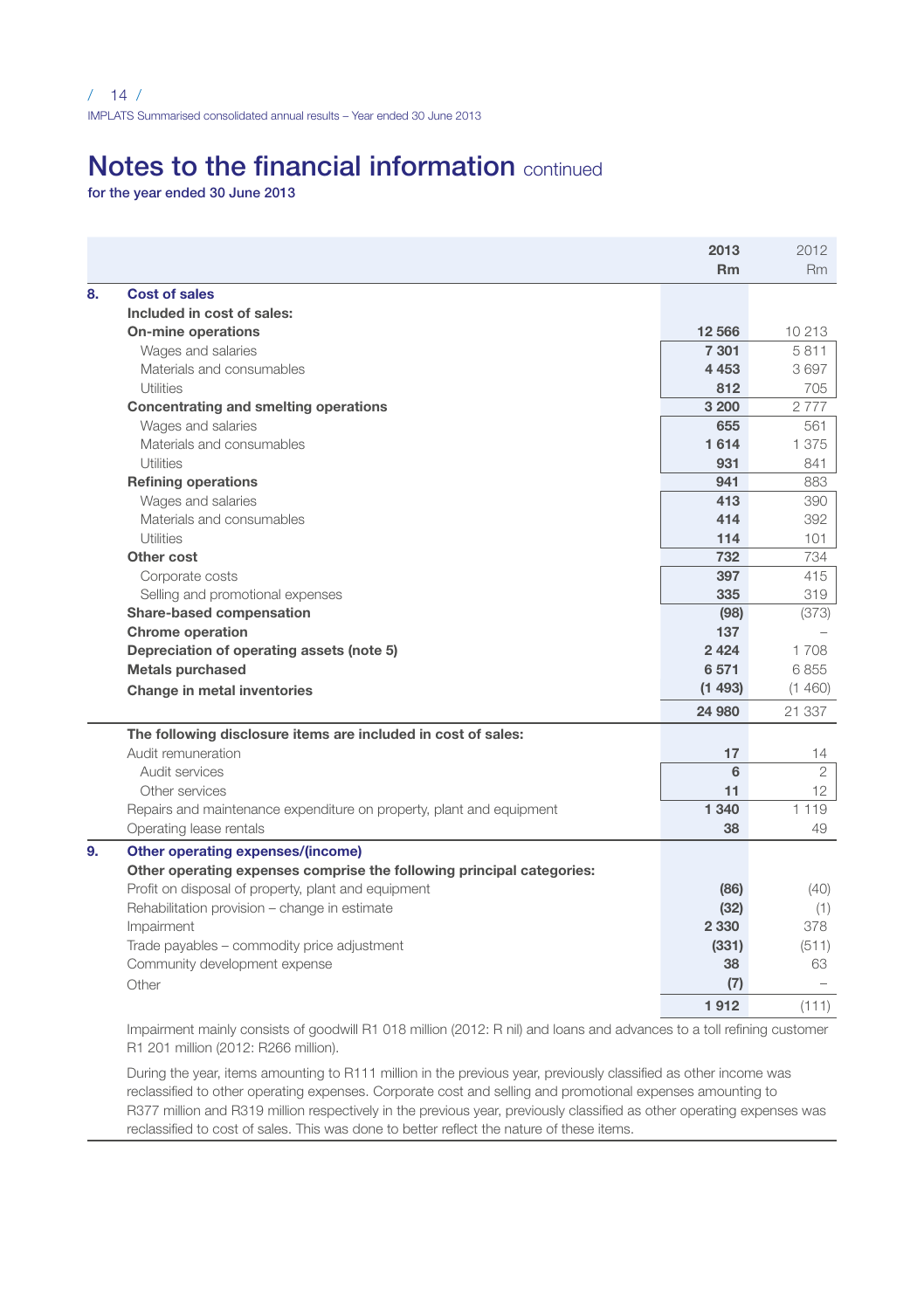# Notes to the financial information continued

**for the year ended 30 June 2013**

| | | 2013 Rm | 2012 Rm |
|---|---|---|---|
| **8.** | **Cost of sales** | | |
| | **Included in cost of sales:** | | |
| | **On-mine operations** | **12 566** | 10 213 |
| | Wages and salaries | **7 301** | 5 811 |
| | Materials and consumables | **4 453** | 3 697 |
| | Utilities | **812** | 705 |
| | **Concentrating and smelting operations** | **3 200** | 2 777 |
| | Wages and salaries | **655** | 561 |
| | Materials and consumables | **1 614** | 1 375 |
| | Utilities | **931** | 841 |
| | **Refining operations** | **941** | 883 |
| | Wages and salaries | **413** | 390 |
| | Materials and consumables | **414** | 392 |
| | Utilities | **114** | 101 |
| | **Other cost** | **732** | 734 |
| | Corporate costs | **397** | 415 |
| | Selling and promotional expenses | **335** | 319 |
| | **Share-based compensation** | **(98)** | (373) |
| | **Chrome operation** | **137** | – |
| | **Depreciation of operating assets (note 5)** | **2 424** | 1 708 |
| | **Metals purchased** | **6 571** | 6 855 |
| | **Change in metal inventories** | **(1 493)** | (1 460) |
| | | **24 980** | 21 337 |
| | **The following disclosure items are included in cost of sales:** | | |
| | Audit remuneration | **17** | 14 |
| | Audit services | **6** | 2 |
| | Other services | **11** | 12 |
| | Repairs and maintenance expenditure on property, plant and equipment | **1 340** | 1 119 |
| | Operating lease rentals | **38** | 49 |
| **9.** | **Other operating expenses/(income)** | | |
| | **Other operating expenses comprise the following principal categories:** | | |
| | Profit on disposal of property, plant and equipment | **(86)** | (40) |
| | Rehabilitation provision – change in estimate | **(32)** | (1) |
| | Impairment | **2 330** | 378 |
| | Trade payables – commodity price adjustment | **(331)** | (511) |
| | Community development expense | **38** | 63 |
| | Other | **(7)** | – |
| | | **1 912** | (111) |

Impairment mainly consists of goodwill R1 018 million (2012: R nil) and loans and advances to a toll refining customer R1 201 million (2012: R266 million).

During the year, items amounting to R111 million in the previous year, previously classified as other income was reclassified to other operating expenses. Corporate cost and selling and promotional expenses amounting to R377 million and R319 million respectively in the previous year, previously classified as other operating expenses was reclassified to cost of sales. This was done to better reflect the nature of these items.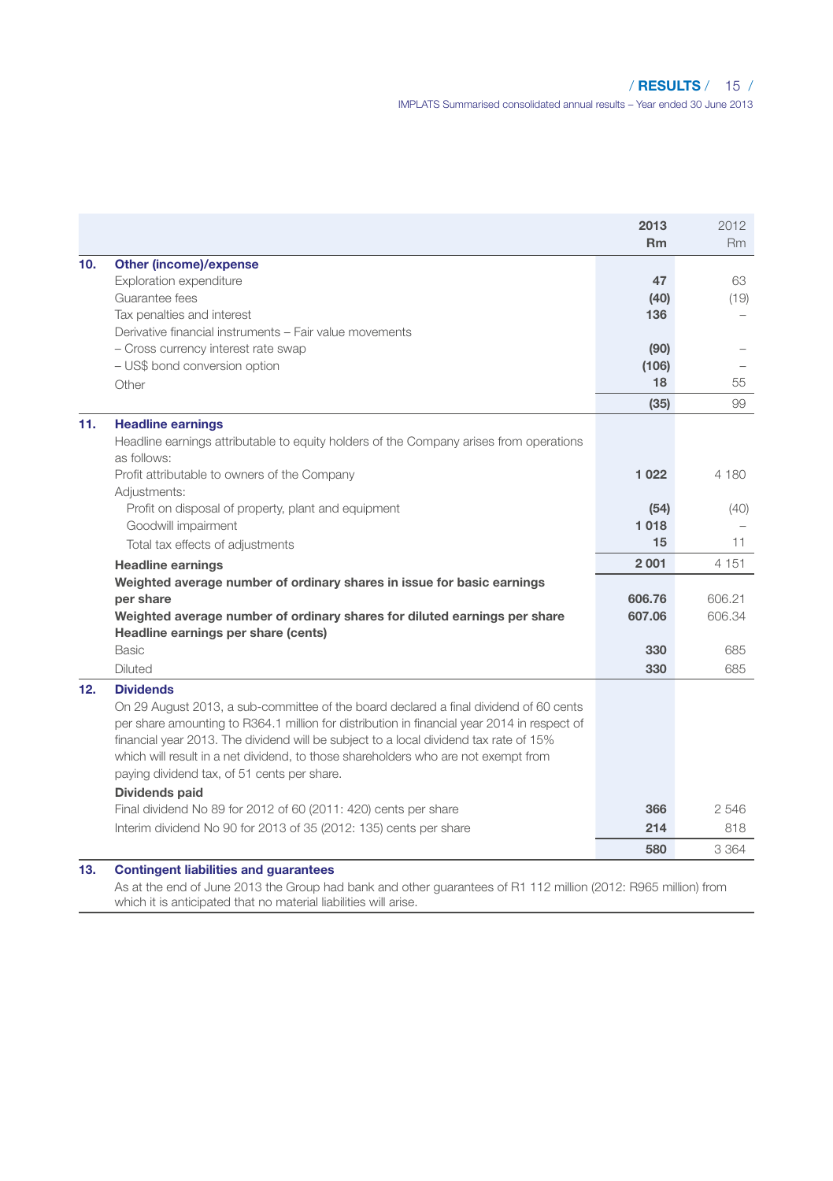| | | 2013 Rm | 2012 Rm |
|---|---|---|---|
| **10.** | **Other (income)/expense** | | |
| | Exploration expenditure | **47** | 63 |
| | Guarantee fees | **(40)** | (19) |
| | Tax penalties and interest | **136** | – |
| | Derivative financial instruments – Fair value movements | | |
| | – Cross currency interest rate swap | **(90)** | – |
| | – US$ bond conversion option | **(106)** | – |
| | Other | **18** | 55 |
| | | **(35)** | 99 |
| **11.** | **Headline earnings** | | |
| | Headline earnings attributable to equity holders of the Company arises from operations as follows: | | |
| | Profit attributable to owners of the Company | **1 022** | 4 180 |
| | Adjustments: | | |
| | Profit on disposal of property, plant and equipment | **(54)** | (40) |
| | Goodwill impairment | **1 018** | – |
| | Total tax effects of adjustments | **15** | 11 |
| | **Headline earnings** | **2 001** | 4 151 |
| | **Weighted average number of ordinary shares in issue for basic earnings per share** | **606.76** | 606.21 |
| | **Weighted average number of ordinary shares for diluted earnings per share** | **607.06** | 606.34 |
| | **Headline earnings per share (cents)** | | |
| | Basic | **330** | 685 |
| | Diluted | **330** | 685 |
| **12.** | **Dividends** | | |
| | On 29 August 2013, a sub-committee of the board declared a final dividend of 60 cents per share amounting to R364.1 million for distribution in financial year 2014 in respect of financial year 2013. The dividend will be subject to a local dividend tax rate of 15% which will result in a net dividend, to those shareholders who are not exempt from paying dividend tax, of 51 cents per share. | | |
| | **Dividends paid** | | |
| | Final dividend No 89 for 2012 of 60 (2011: 420) cents per share | **366** | 2 546 |
| | Interim dividend No 90 for 2013 of 35 (2012: 135) cents per share | **214** | 818 |
| | | **580** | 3 364 |

**13. Contingent liabilities and guarantees**

As at the end of June 2013 the Group had bank and other guarantees of R1 112 million (2012: R965 million) from which it is anticipated that no material liabilities will arise.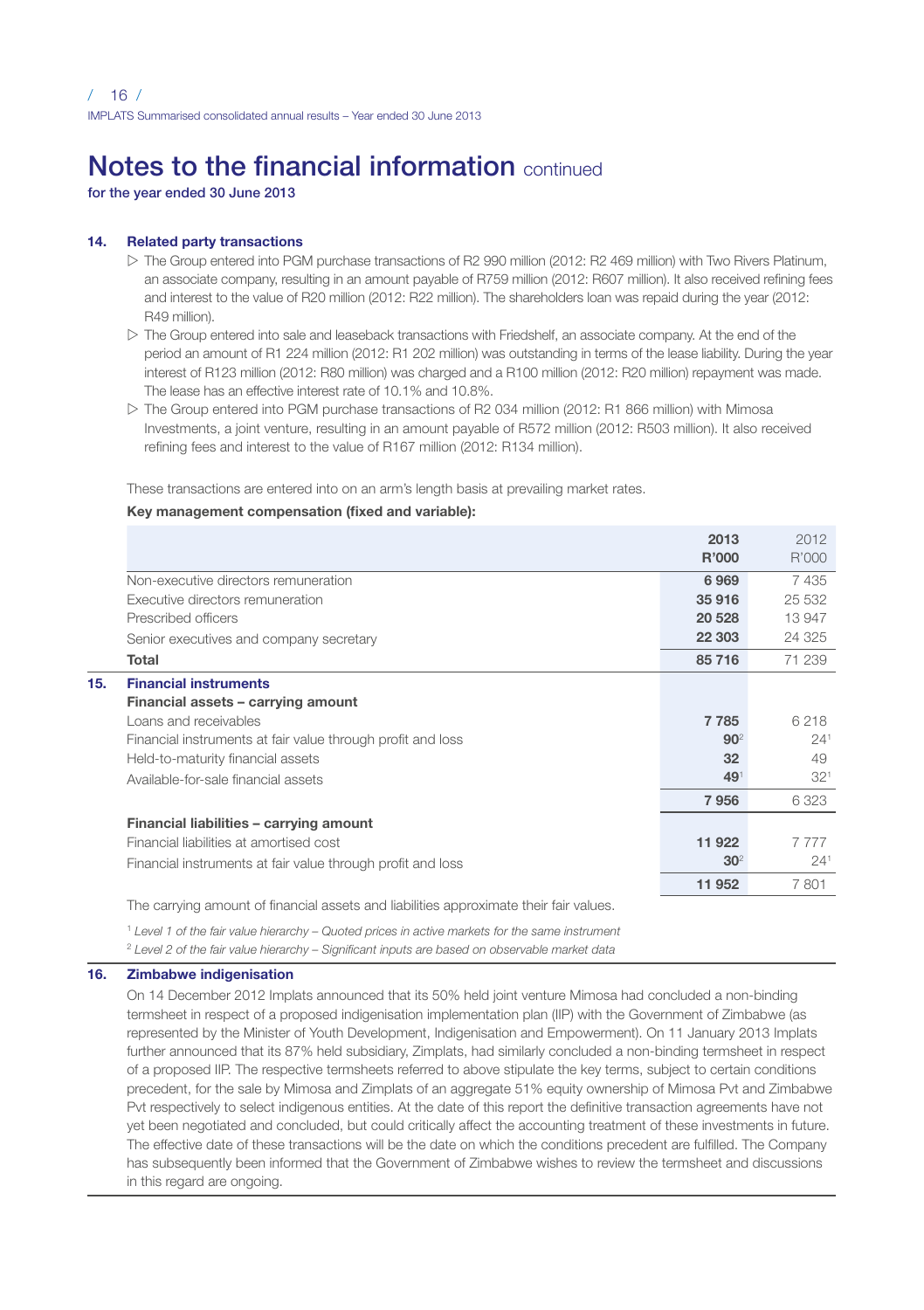# Notes to the financial information continued

**for the year ended 30 June 2013**

### 14. Related party transactions

- The Group entered into PGM purchase transactions of R2 990 million (2012: R2 469 million) with Two Rivers Platinum, an associate company, resulting in an amount payable of R759 million (2012: R607 million). It also received refining fees and interest to the value of R20 million (2012: R22 million). The shareholders loan was repaid during the year (2012: R49 million).
- The Group entered into sale and leaseback transactions with Friedshelf, an associate company. At the end of the period an amount of R1 224 million (2012: R1 202 million) was outstanding in terms of the lease liability. During the year interest of R123 million (2012: R80 million) was charged and a R100 million (2012: R20 million) repayment was made. The lease has an effective interest rate of 10.1% and 10.8%.
- The Group entered into PGM purchase transactions of R2 034 million (2012: R1 866 million) with Mimosa Investments, a joint venture, resulting in an amount payable of R572 million (2012: R503 million). It also received refining fees and interest to the value of R167 million (2012: R134 million).

These transactions are entered into on an arm's length basis at prevailing market rates.

**Key management compensation (fixed and variable):**

| | **2013 R'000** | 2012 R'000 |
|---|---|---|
| Non-executive directors remuneration | **6 969** | 7 435 |
| Executive directors remuneration | **35 916** | 25 532 |
| Prescribed officers | **20 528** | 13 947 |
| Senior executives and company secretary | **22 303** | 24 325 |
| **Total** | **85 716** | 71 239 |

### 15. Financial instruments

| | **2013 R'000** | 2012 R'000 |
|---|---|---|
| **Financial assets – carrying amount** | | |
| Loans and receivables | **7 785** | 6 218 |
| Financial instruments at fair value through profit and loss | **90**[2] | 24[1] |
| Held-to-maturity financial assets | **32** | 49 |
| Available-for-sale financial assets | **49**[1] | 32[1] |
| | **7 956** | 6 323 |
| **Financial liabilities – carrying amount** | | |
| Financial liabilities at amortised cost | **11 922** | 7 777 |
| Financial instruments at fair value through profit and loss | **30**[2] | 24[1] |
| | **11 952** | 7 801 |

The carrying amount of financial assets and liabilities approximate their fair values.

[1] *Level 1 of the fair value hierarchy – Quoted prices in active markets for the same instrument*

[2] *Level 2 of the fair value hierarchy – Significant inputs are based on observable market data*

### 16. Zimbabwe indigenisation

On 14 December 2012 Implats announced that its 50% held joint venture Mimosa had concluded a non-binding termsheet in respect of a proposed indigenisation implementation plan (IIP) with the Government of Zimbabwe (as represented by the Minister of Youth Development, Indigenisation and Empowerment). On 11 January 2013 Implats further announced that its 87% held subsidiary, Zimplats, had similarly concluded a non-binding termsheet in respect of a proposed IIP. The respective termsheets referred to above stipulate the key terms, subject to certain conditions precedent, for the sale by Mimosa and Zimplats of an aggregate 51% equity ownership of Mimosa Pvt and Zimbabwe Pvt respectively to select indigenous entities. At the date of this report the definitive transaction agreements have not yet been negotiated and concluded, but could critically affect the accounting treatment of these investments in future. The effective date of these transactions will be the date on which the conditions precedent are fulfilled. The Company has subsequently been informed that the Government of Zimbabwe wishes to review the termsheet and discussions in this regard are ongoing.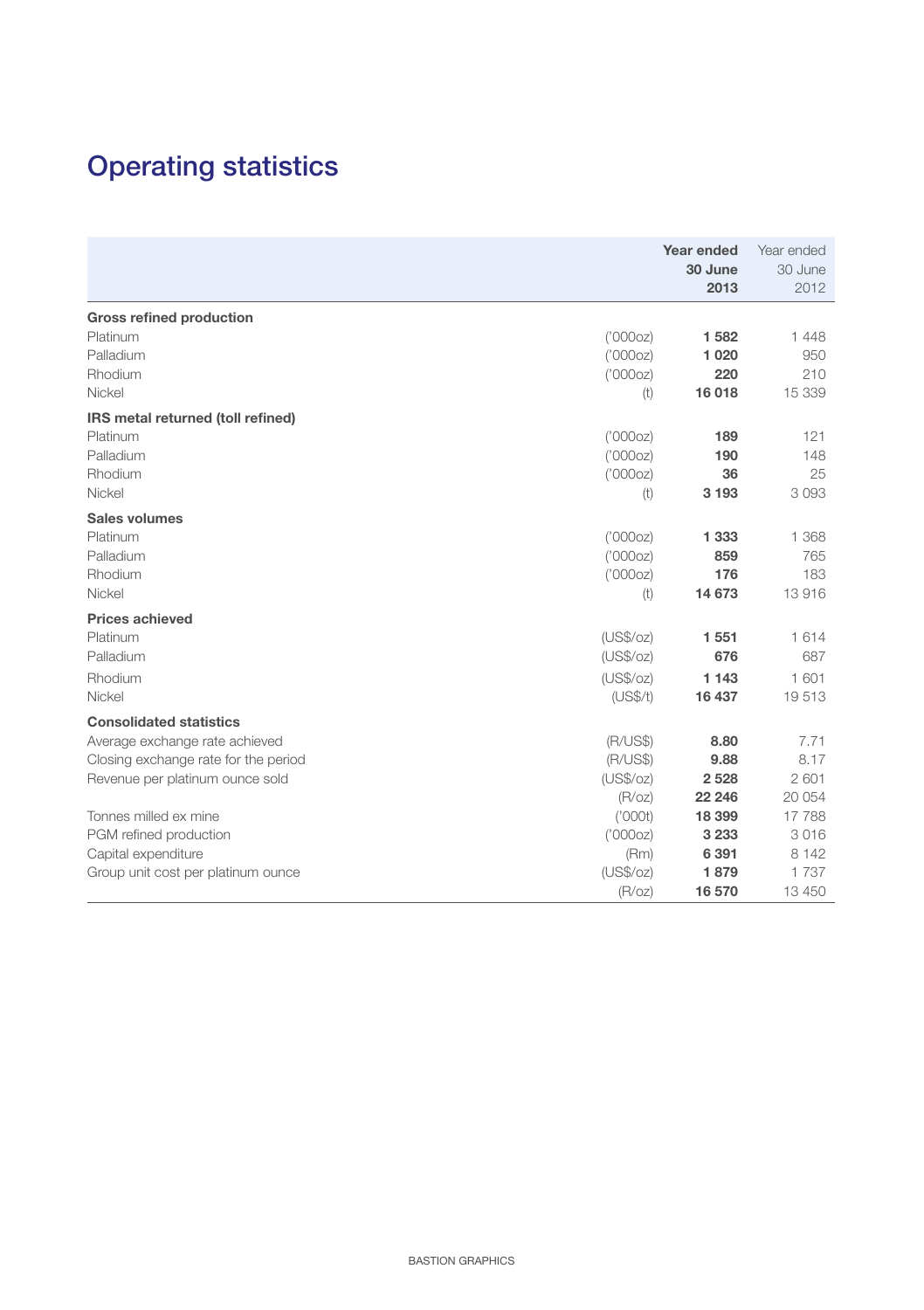# Operating statistics

| | | Year ended 30 June 2013 | Year ended 30 June 2012 |
|---|---|---|---|
| **Gross refined production** | | | |
| Platinum | ('000oz) | **1 582** | 1 448 |
| Palladium | ('000oz) | **1 020** | 950 |
| Rhodium | ('000oz) | **220** | 210 |
| Nickel | (t) | **16 018** | 15 339 |
| **IRS metal returned (toll refined)** | | | |
| Platinum | ('000oz) | **189** | 121 |
| Palladium | ('000oz) | **190** | 148 |
| Rhodium | ('000oz) | **36** | 25 |
| Nickel | (t) | **3 193** | 3 093 |
| **Sales volumes** | | | |
| Platinum | ('000oz) | **1 333** | 1 368 |
| Palladium | ('000oz) | **859** | 765 |
| Rhodium | ('000oz) | **176** | 183 |
| Nickel | (t) | **14 673** | 13 916 |
| **Prices achieved** | | | |
| Platinum | (US$/oz) | **1 551** | 1 614 |
| Palladium | (US$/oz) | **676** | 687 |
| Rhodium | (US$/oz) | **1 143** | 1 601 |
| Nickel | (US$/t) | **16 437** | 19 513 |
| **Consolidated statistics** | | | |
| Average exchange rate achieved | (R/US$) | **8.80** | 7.71 |
| Closing exchange rate for the period | (R/US$) | **9.88** | 8.17 |
| Revenue per platinum ounce sold | (US$/oz) | **2 528** | 2 601 |
| | (R/oz) | **22 246** | 20 054 |
| Tonnes milled ex mine | ('000t) | **18 399** | 17 788 |
| PGM refined production | ('000oz) | **3 233** | 3 016 |
| Capital expenditure | (Rm) | **6 391** | 8 142 |
| Group unit cost per platinum ounce | (US$/oz) | **1 879** | 1 737 |
| | (R/oz) | **16 570** | 13 450 |

BASTION GRAPHICS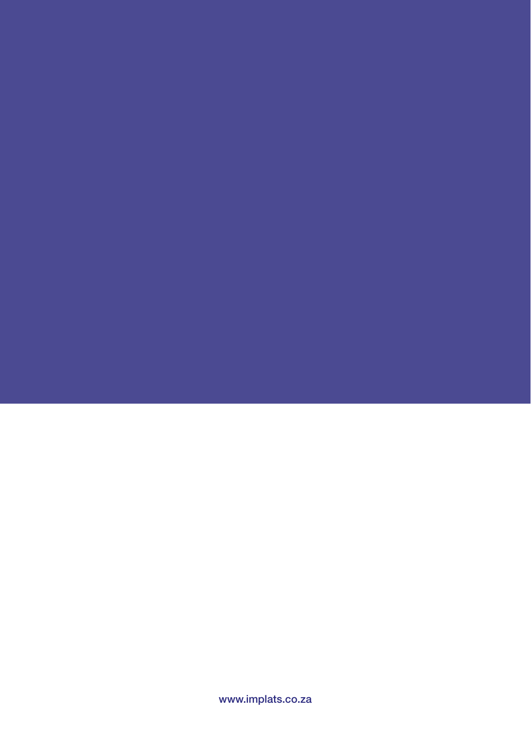www.implats.co.za